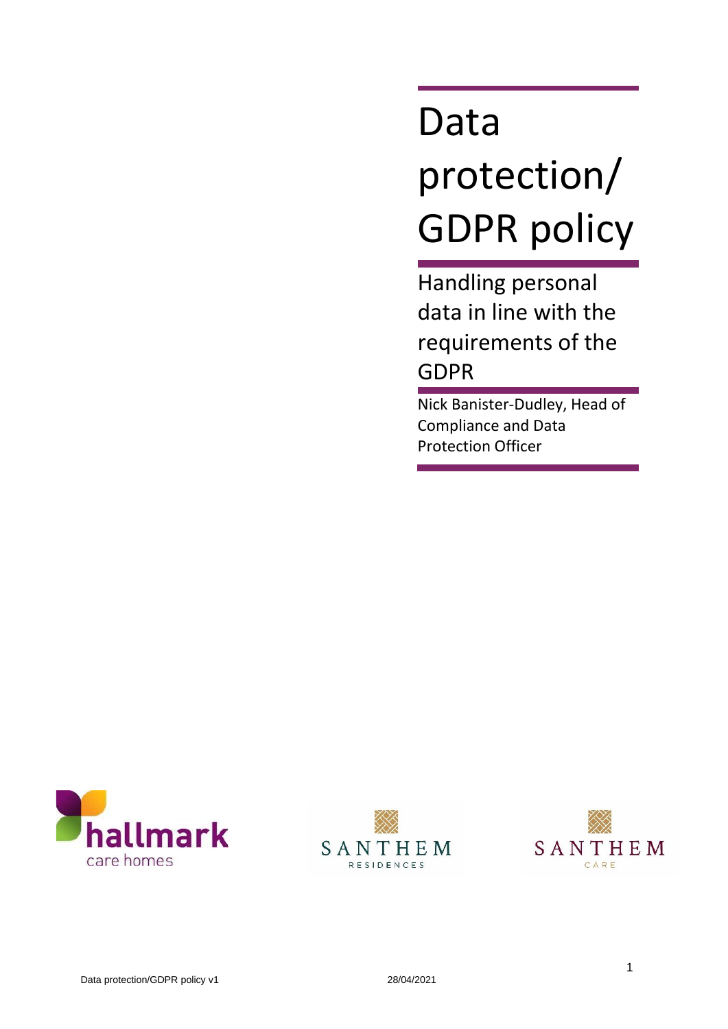# Data protection/ GDPR policy

## Handling personal data in line with the requirements of the GDPR

Nick Banister-Dudley, Head of Compliance and Data Protection Officer

hallmark care homes

SANTHEM RESIDENCES

SANTHEM CARE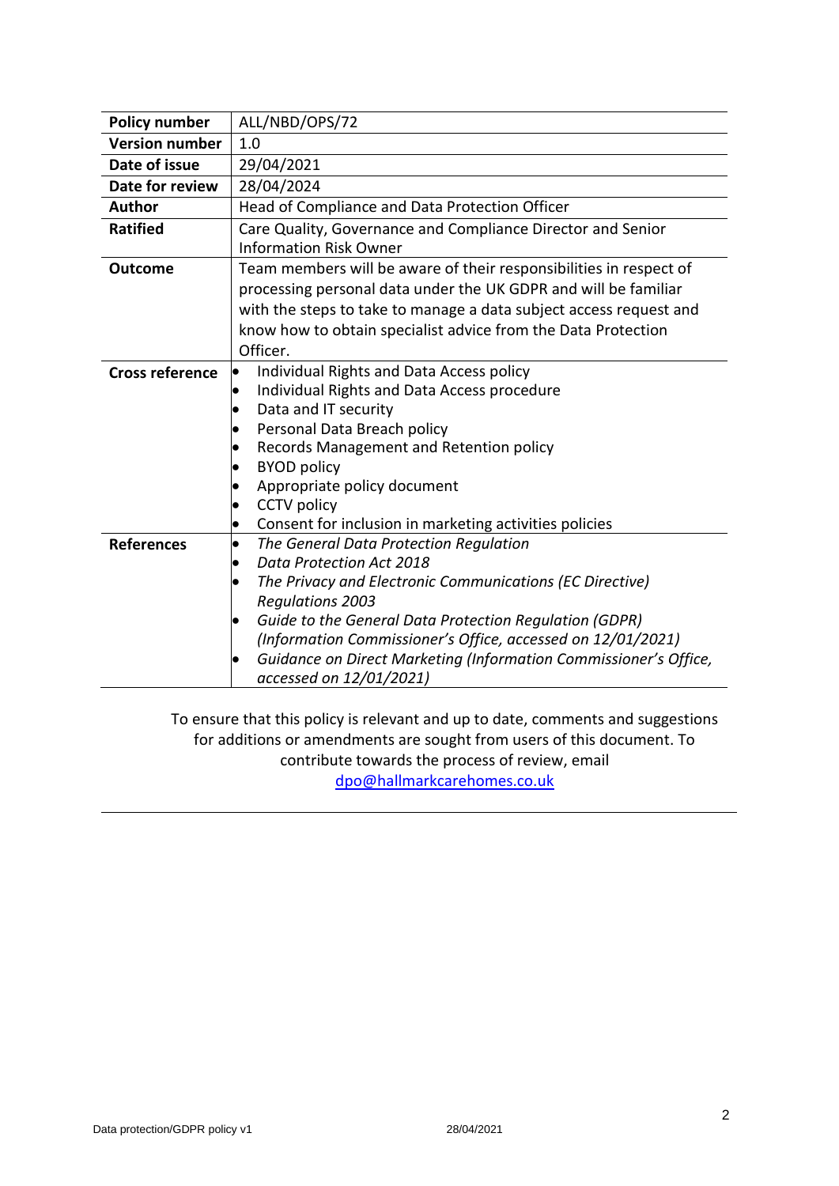| Policy number | ALL/NBD/OPS/72 |
| --- | --- |
| **Version number** | 1.0 |
| **Date of issue** | 29/04/2021 |
| **Date for review** | 28/04/2024 |
| **Author** | Head of Compliance and Data Protection Officer |
| **Ratified** | Care Quality, Governance and Compliance Director and Senior Information Risk Owner |
| **Outcome** | Team members will be aware of their responsibilities in respect of processing personal data under the UK GDPR and will be familiar with the steps to take to manage a data subject access request and know how to obtain specialist advice from the Data Protection Officer. |
| **Cross reference** | • Individual Rights and Data Access policy<br>• Individual Rights and Data Access procedure<br>• Data and IT security<br>• Personal Data Breach policy<br>• Records Management and Retention policy<br>• BYOD policy<br>• Appropriate policy document<br>• CCTV policy<br>• Consent for inclusion in marketing activities policies |
| **References** | • *The General Data Protection Regulation*<br>• *Data Protection Act 2018*<br>• *The Privacy and Electronic Communications (EC Directive) Regulations 2003*<br>• *Guide to the General Data Protection Regulation (GDPR) (Information Commissioner's Office, accessed on 12/01/2021)*<br>• *Guidance on Direct Marketing (Information Commissioner's Office, accessed on 12/01/2021)* |

To ensure that this policy is relevant and up to date, comments and suggestions for additions or amendments are sought from users of this document. To contribute towards the process of review, email dpo@hallmarkcarehomes.co.uk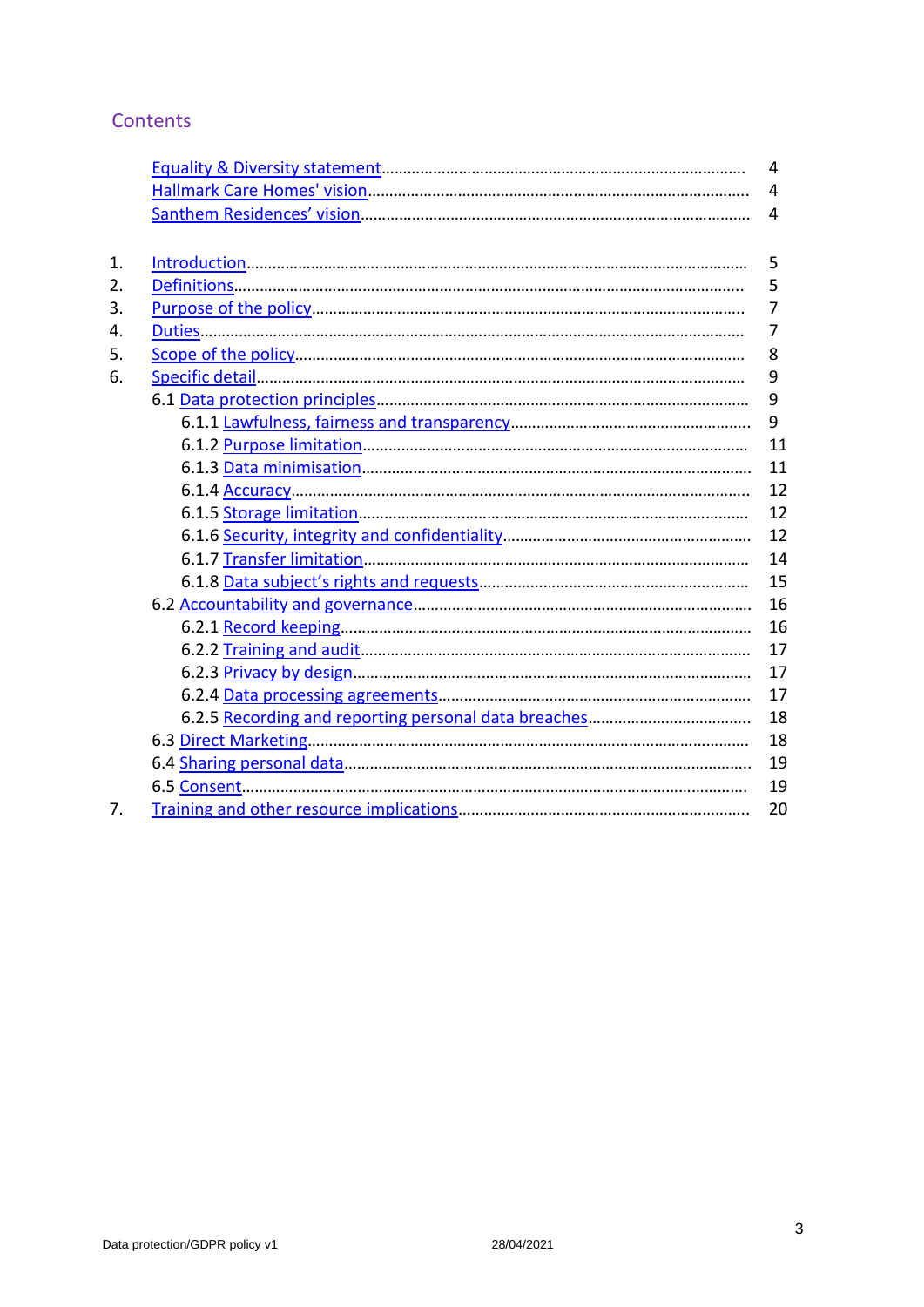## Contents

- Equality & Diversity statement .......... 4
- Hallmark Care Homes' vision .......... 4
- Santhem Residences' vision .......... 4

1. Introduction .......... 5
2. Definitions .......... 5
3. Purpose of the policy .......... 7
4. Duties .......... 7
5. Scope of the policy .......... 8
6. Specific detail .......... 9
   - 6.1 Data protection principles .......... 9
     - 6.1.1 Lawfulness, fairness and transparency .......... 9
     - 6.1.2 Purpose limitation .......... 11
     - 6.1.3 Data minimisation .......... 11
     - 6.1.4 Accuracy .......... 12
     - 6.1.5 Storage limitation .......... 12
     - 6.1.6 Security, integrity and confidentiality .......... 12
     - 6.1.7 Transfer limitation .......... 14
     - 6.1.8 Data subject's rights and requests .......... 15
   - 6.2 Accountability and governance .......... 16
     - 6.2.1 Record keeping .......... 16
     - 6.2.2 Training and audit .......... 17
     - 6.2.3 Privacy by design .......... 17
     - 6.2.4 Data processing agreements .......... 17
     - 6.2.5 Recording and reporting personal data breaches .......... 18
   - 6.3 Direct Marketing .......... 18
   - 6.4 Sharing personal data .......... 19
   - 6.5 Consent .......... 19
7. Training and other resource implications .......... 20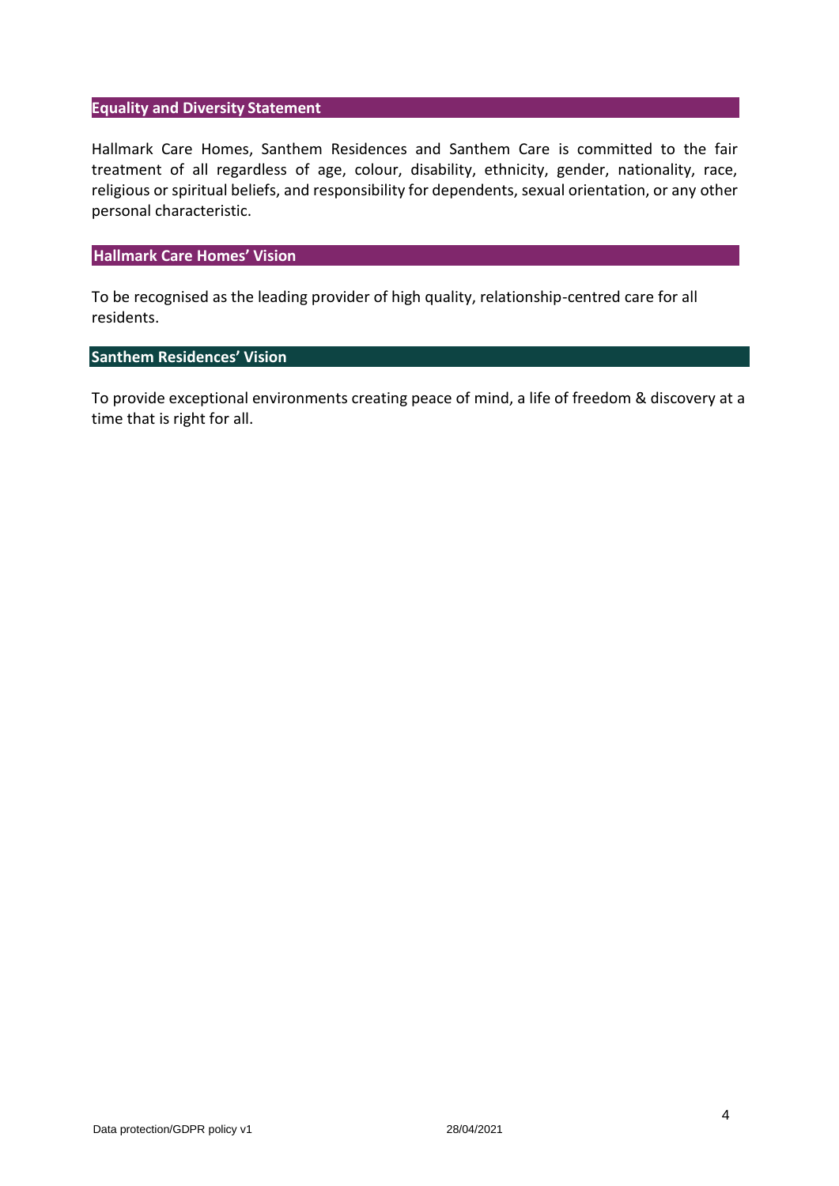## Equality and Diversity Statement

Hallmark Care Homes, Santhem Residences and Santhem Care is committed to the fair treatment of all regardless of age, colour, disability, ethnicity, gender, nationality, race, religious or spiritual beliefs, and responsibility for dependents, sexual orientation, or any other personal characteristic.

## Hallmark Care Homes' Vision

To be recognised as the leading provider of high quality, relationship-centred care for all residents.

## Santhem Residences' Vision

To provide exceptional environments creating peace of mind, a life of freedom & discovery at a time that is right for all.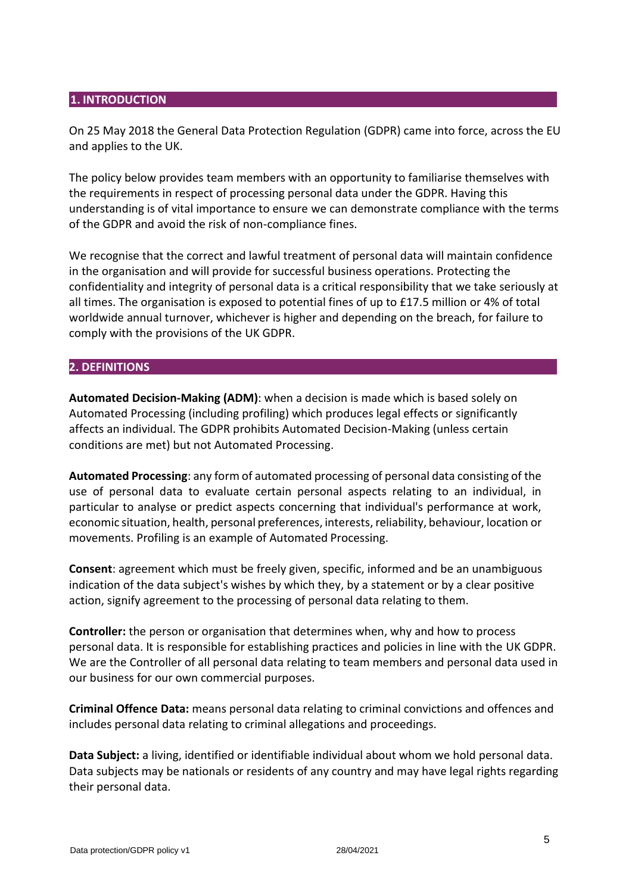## 1. INTRODUCTION

On 25 May 2018 the General Data Protection Regulation (GDPR) came into force, across the EU and applies to the UK.

The policy below provides team members with an opportunity to familiarise themselves with the requirements in respect of processing personal data under the GDPR. Having this understanding is of vital importance to ensure we can demonstrate compliance with the terms of the GDPR and avoid the risk of non-compliance fines.

We recognise that the correct and lawful treatment of personal data will maintain confidence in the organisation and will provide for successful business operations. Protecting the confidentiality and integrity of personal data is a critical responsibility that we take seriously at all times. The organisation is exposed to potential fines of up to £17.5 million or 4% of total worldwide annual turnover, whichever is higher and depending on the breach, for failure to comply with the provisions of the UK GDPR.

## 2. DEFINITIONS

**Automated Decision-Making (ADM)**: when a decision is made which is based solely on Automated Processing (including profiling) which produces legal effects or significantly affects an individual. The GDPR prohibits Automated Decision-Making (unless certain conditions are met) but not Automated Processing.

**Automated Processing**: any form of automated processing of personal data consisting of the use of personal data to evaluate certain personal aspects relating to an individual, in particular to analyse or predict aspects concerning that individual's performance at work, economic situation, health, personal preferences, interests, reliability, behaviour, location or movements. Profiling is an example of Automated Processing.

**Consent**: agreement which must be freely given, specific, informed and be an unambiguous indication of the data subject's wishes by which they, by a statement or by a clear positive action, signify agreement to the processing of personal data relating to them.

**Controller:** the person or organisation that determines when, why and how to process personal data. It is responsible for establishing practices and policies in line with the UK GDPR. We are the Controller of all personal data relating to team members and personal data used in our business for our own commercial purposes.

**Criminal Offence Data:** means personal data relating to criminal convictions and offences and includes personal data relating to criminal allegations and proceedings.

**Data Subject:** a living, identified or identifiable individual about whom we hold personal data. Data subjects may be nationals or residents of any country and may have legal rights regarding their personal data.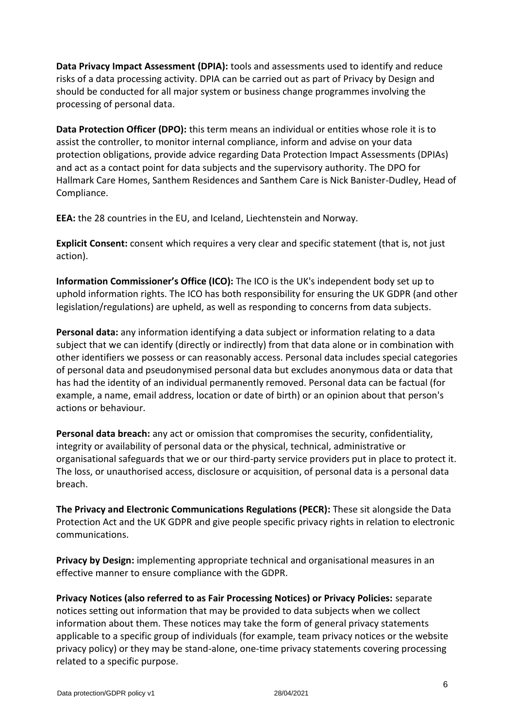**Data Privacy Impact Assessment (DPIA):** tools and assessments used to identify and reduce risks of a data processing activity. DPIA can be carried out as part of Privacy by Design and should be conducted for all major system or business change programmes involving the processing of personal data.

**Data Protection Officer (DPO):** this term means an individual or entities whose role it is to assist the controller, to monitor internal compliance, inform and advise on your data protection obligations, provide advice regarding Data Protection Impact Assessments (DPIAs) and act as a contact point for data subjects and the supervisory authority. The DPO for Hallmark Care Homes, Santhem Residences and Santhem Care is Nick Banister-Dudley, Head of Compliance.

**EEA:** the 28 countries in the EU, and Iceland, Liechtenstein and Norway.

**Explicit Consent:** consent which requires a very clear and specific statement (that is, not just action).

**Information Commissioner's Office (ICO):** The ICO is the UK's independent body set up to uphold information rights. The ICO has both responsibility for ensuring the UK GDPR (and other legislation/regulations) are upheld, as well as responding to concerns from data subjects.

**Personal data:** any information identifying a data subject or information relating to a data subject that we can identify (directly or indirectly) from that data alone or in combination with other identifiers we possess or can reasonably access. Personal data includes special categories of personal data and pseudonymised personal data but excludes anonymous data or data that has had the identity of an individual permanently removed. Personal data can be factual (for example, a name, email address, location or date of birth) or an opinion about that person's actions or behaviour.

**Personal data breach:** any act or omission that compromises the security, confidentiality, integrity or availability of personal data or the physical, technical, administrative or organisational safeguards that we or our third-party service providers put in place to protect it. The loss, or unauthorised access, disclosure or acquisition, of personal data is a personal data breach.

**The Privacy and Electronic Communications Regulations (PECR):** These sit alongside the Data Protection Act and the UK GDPR and give people specific privacy rights in relation to electronic communications.

**Privacy by Design:** implementing appropriate technical and organisational measures in an effective manner to ensure compliance with the GDPR.

**Privacy Notices (also referred to as Fair Processing Notices) or Privacy Policies:** separate notices setting out information that may be provided to data subjects when we collect information about them. These notices may take the form of general privacy statements applicable to a specific group of individuals (for example, team privacy notices or the website privacy policy) or they may be stand-alone, one-time privacy statements covering processing related to a specific purpose.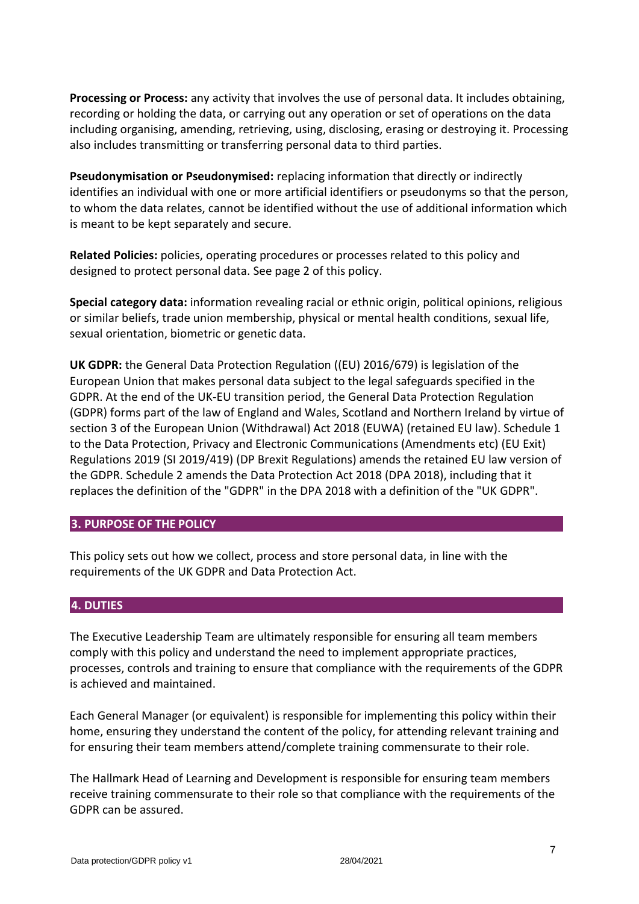**Processing or Process:** any activity that involves the use of personal data. It includes obtaining, recording or holding the data, or carrying out any operation or set of operations on the data including organising, amending, retrieving, using, disclosing, erasing or destroying it. Processing also includes transmitting or transferring personal data to third parties.

**Pseudonymisation or Pseudonymised:** replacing information that directly or indirectly identifies an individual with one or more artificial identifiers or pseudonyms so that the person, to whom the data relates, cannot be identified without the use of additional information which is meant to be kept separately and secure.

**Related Policies:** policies, operating procedures or processes related to this policy and designed to protect personal data. See page 2 of this policy.

**Special category data:** information revealing racial or ethnic origin, political opinions, religious or similar beliefs, trade union membership, physical or mental health conditions, sexual life, sexual orientation, biometric or genetic data.

**UK GDPR:** the General Data Protection Regulation ((EU) 2016/679) is legislation of the European Union that makes personal data subject to the legal safeguards specified in the GDPR. At the end of the UK-EU transition period, the General Data Protection Regulation (GDPR) forms part of the law of England and Wales, Scotland and Northern Ireland by virtue of section 3 of the European Union (Withdrawal) Act 2018 (EUWA) (retained EU law). Schedule 1 to the Data Protection, Privacy and Electronic Communications (Amendments etc) (EU Exit) Regulations 2019 (SI 2019/419) (DP Brexit Regulations) amends the retained EU law version of the GDPR. Schedule 2 amends the Data Protection Act 2018 (DPA 2018), including that it replaces the definition of the "GDPR" in the DPA 2018 with a definition of the "UK GDPR".

## 3. PURPOSE OF THE POLICY

This policy sets out how we collect, process and store personal data, in line with the requirements of the UK GDPR and Data Protection Act.

## 4. DUTIES

The Executive Leadership Team are ultimately responsible for ensuring all team members comply with this policy and understand the need to implement appropriate practices, processes, controls and training to ensure that compliance with the requirements of the GDPR is achieved and maintained.

Each General Manager (or equivalent) is responsible for implementing this policy within their home, ensuring they understand the content of the policy, for attending relevant training and for ensuring their team members attend/complete training commensurate to their role.

The Hallmark Head of Learning and Development is responsible for ensuring team members receive training commensurate to their role so that compliance with the requirements of the GDPR can be assured.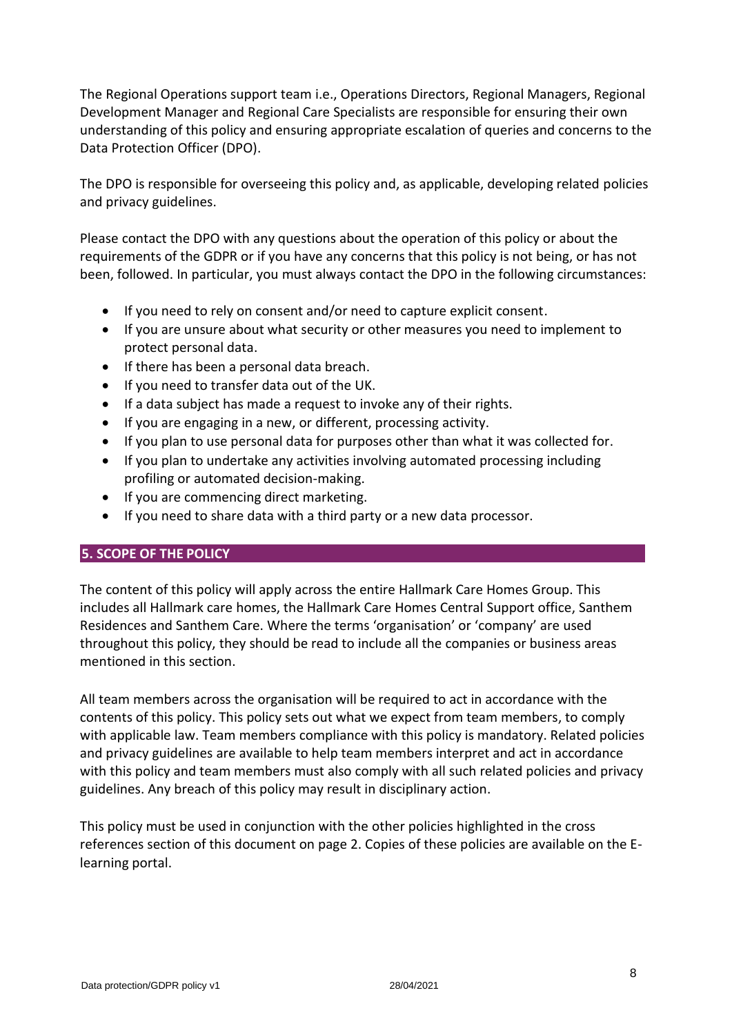The Regional Operations support team i.e., Operations Directors, Regional Managers, Regional Development Manager and Regional Care Specialists are responsible for ensuring their own understanding of this policy and ensuring appropriate escalation of queries and concerns to the Data Protection Officer (DPO).

The DPO is responsible for overseeing this policy and, as applicable, developing related policies and privacy guidelines.

Please contact the DPO with any questions about the operation of this policy or about the requirements of the GDPR or if you have any concerns that this policy is not being, or has not been, followed. In particular, you must always contact the DPO in the following circumstances:

- If you need to rely on consent and/or need to capture explicit consent.
- If you are unsure about what security or other measures you need to implement to protect personal data.
- If there has been a personal data breach.
- If you need to transfer data out of the UK.
- If a data subject has made a request to invoke any of their rights.
- If you are engaging in a new, or different, processing activity.
- If you plan to use personal data for purposes other than what it was collected for.
- If you plan to undertake any activities involving automated processing including profiling or automated decision-making.
- If you are commencing direct marketing.
- If you need to share data with a third party or a new data processor.

## 5. SCOPE OF THE POLICY

The content of this policy will apply across the entire Hallmark Care Homes Group. This includes all Hallmark care homes, the Hallmark Care Homes Central Support office, Santhem Residences and Santhem Care. Where the terms 'organisation' or 'company' are used throughout this policy, they should be read to include all the companies or business areas mentioned in this section.

All team members across the organisation will be required to act in accordance with the contents of this policy. This policy sets out what we expect from team members, to comply with applicable law. Team members compliance with this policy is mandatory. Related policies and privacy guidelines are available to help team members interpret and act in accordance with this policy and team members must also comply with all such related policies and privacy guidelines. Any breach of this policy may result in disciplinary action.

This policy must be used in conjunction with the other policies highlighted in the cross references section of this document on page 2. Copies of these policies are available on the E-learning portal.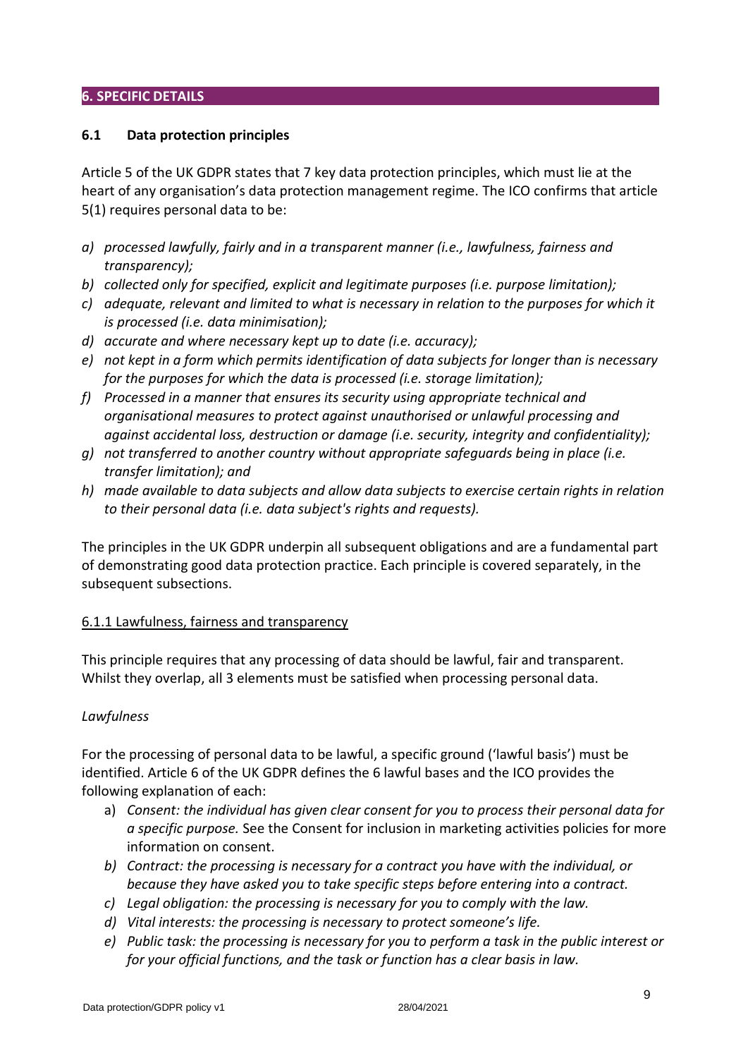## 6. SPECIFIC DETAILS

### 6.1 Data protection principles

Article 5 of the UK GDPR states that 7 key data protection principles, which must lie at the heart of any organisation's data protection management regime. The ICO confirms that article 5(1) requires personal data to be:

a) *processed lawfully, fairly and in a transparent manner (i.e., lawfulness, fairness and transparency);*
b) *collected only for specified, explicit and legitimate purposes (i.e. purpose limitation);*
c) *adequate, relevant and limited to what is necessary in relation to the purposes for which it is processed (i.e. data minimisation);*
d) *accurate and where necessary kept up to date (i.e. accuracy);*
e) *not kept in a form which permits identification of data subjects for longer than is necessary for the purposes for which the data is processed (i.e. storage limitation);*
f) *Processed in a manner that ensures its security using appropriate technical and organisational measures to protect against unauthorised or unlawful processing and against accidental loss, destruction or damage (i.e. security, integrity and confidentiality);*
g) *not transferred to another country without appropriate safeguards being in place (i.e. transfer limitation); and*
h) *made available to data subjects and allow data subjects to exercise certain rights in relation to their personal data (i.e. data subject's rights and requests).*

The principles in the UK GDPR underpin all subsequent obligations and are a fundamental part of demonstrating good data protection practice. Each principle is covered separately, in the subsequent subsections.

#### 6.1.1 Lawfulness, fairness and transparency

This principle requires that any processing of data should be lawful, fair and transparent. Whilst they overlap, all 3 elements must be satisfied when processing personal data.

*Lawfulness*

For the processing of personal data to be lawful, a specific ground ('lawful basis') must be identified. Article 6 of the UK GDPR defines the 6 lawful bases and the ICO provides the following explanation of each:

a) *Consent: the individual has given clear consent for you to process their personal data for a specific purpose.* See the Consent for inclusion in marketing activities policies for more information on consent.
b) *Contract: the processing is necessary for a contract you have with the individual, or because they have asked you to take specific steps before entering into a contract.*
c) *Legal obligation: the processing is necessary for you to comply with the law.*
d) *Vital interests: the processing is necessary to protect someone's life.*
e) *Public task: the processing is necessary for you to perform a task in the public interest or for your official functions, and the task or function has a clear basis in law.*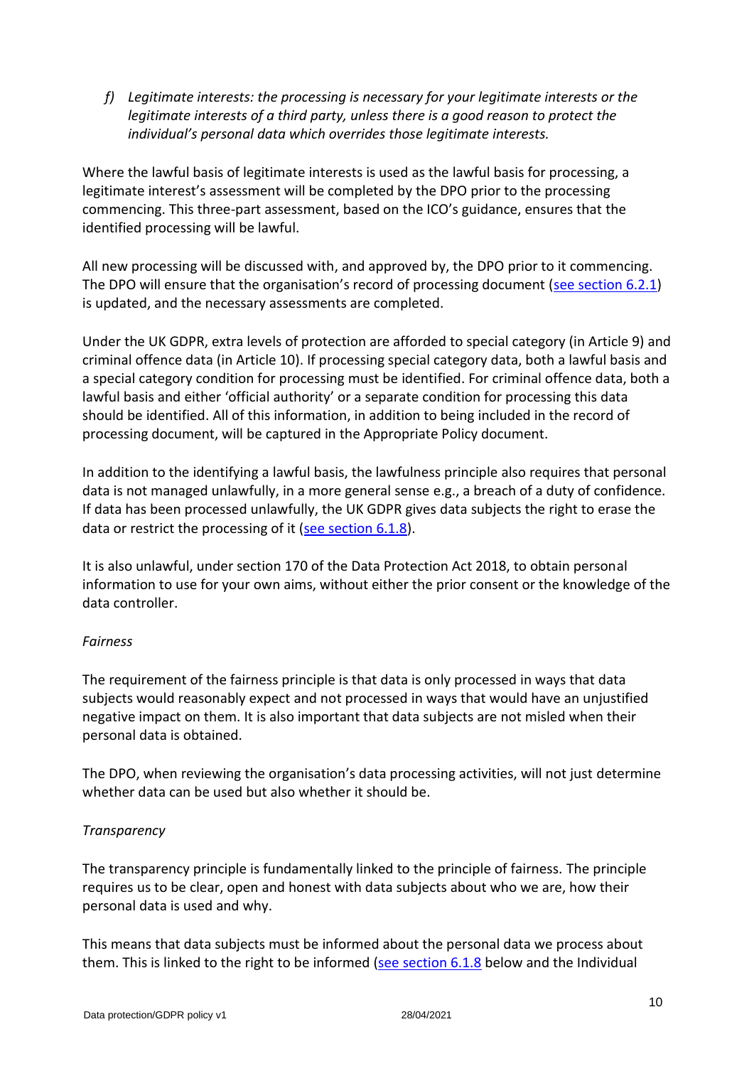*f) Legitimate interests: the processing is necessary for your legitimate interests or the legitimate interests of a third party, unless there is a good reason to protect the individual's personal data which overrides those legitimate interests.*

Where the lawful basis of legitimate interests is used as the lawful basis for processing, a legitimate interest's assessment will be completed by the DPO prior to the processing commencing. This three-part assessment, based on the ICO's guidance, ensures that the identified processing will be lawful.

All new processing will be discussed with, and approved by, the DPO prior to it commencing. The DPO will ensure that the organisation's record of processing document (see section 6.2.1) is updated, and the necessary assessments are completed.

Under the UK GDPR, extra levels of protection are afforded to special category (in Article 9) and criminal offence data (in Article 10). If processing special category data, both a lawful basis and a special category condition for processing must be identified. For criminal offence data, both a lawful basis and either 'official authority' or a separate condition for processing this data should be identified. All of this information, in addition to being included in the record of processing document, will be captured in the Appropriate Policy document.

In addition to the identifying a lawful basis, the lawfulness principle also requires that personal data is not managed unlawfully, in a more general sense e.g., a breach of a duty of confidence. If data has been processed unlawfully, the UK GDPR gives data subjects the right to erase the data or restrict the processing of it (see section 6.1.8).

It is also unlawful, under section 170 of the Data Protection Act 2018, to obtain personal information to use for your own aims, without either the prior consent or the knowledge of the data controller.

*Fairness*

The requirement of the fairness principle is that data is only processed in ways that data subjects would reasonably expect and not processed in ways that would have an unjustified negative impact on them. It is also important that data subjects are not misled when their personal data is obtained.

The DPO, when reviewing the organisation's data processing activities, will not just determine whether data can be used but also whether it should be.

*Transparency*

The transparency principle is fundamentally linked to the principle of fairness. The principle requires us to be clear, open and honest with data subjects about who we are, how their personal data is used and why.

This means that data subjects must be informed about the personal data we process about them. This is linked to the right to be informed (see section 6.1.8 below and the Individual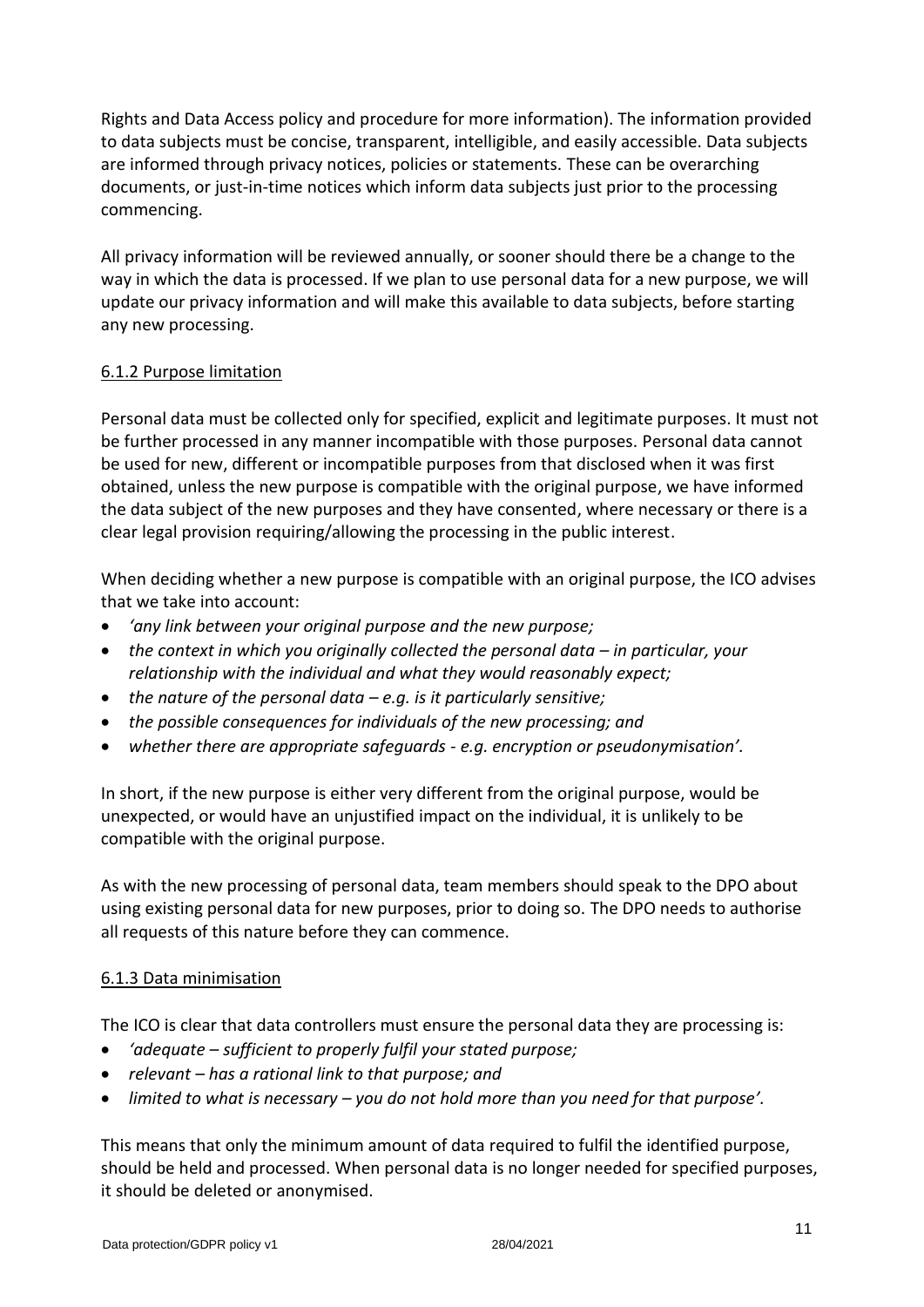Rights and Data Access policy and procedure for more information). The information provided to data subjects must be concise, transparent, intelligible, and easily accessible. Data subjects are informed through privacy notices, policies or statements. These can be overarching documents, or just-in-time notices which inform data subjects just prior to the processing commencing.

All privacy information will be reviewed annually, or sooner should there be a change to the way in which the data is processed. If we plan to use personal data for a new purpose, we will update our privacy information and will make this available to data subjects, before starting any new processing.

#### 6.1.2 Purpose limitation

Personal data must be collected only for specified, explicit and legitimate purposes. It must not be further processed in any manner incompatible with those purposes. Personal data cannot be used for new, different or incompatible purposes from that disclosed when it was first obtained, unless the new purpose is compatible with the original purpose, we have informed the data subject of the new purposes and they have consented, where necessary or there is a clear legal provision requiring/allowing the processing in the public interest.

When deciding whether a new purpose is compatible with an original purpose, the ICO advises that we take into account:

- *'any link between your original purpose and the new purpose;*
- *the context in which you originally collected the personal data – in particular, your relationship with the individual and what they would reasonably expect;*
- *the nature of the personal data – e.g. is it particularly sensitive;*
- *the possible consequences for individuals of the new processing; and*
- *whether there are appropriate safeguards - e.g. encryption or pseudonymisation'.*

In short, if the new purpose is either very different from the original purpose, would be unexpected, or would have an unjustified impact on the individual, it is unlikely to be compatible with the original purpose.

As with the new processing of personal data, team members should speak to the DPO about using existing personal data for new purposes, prior to doing so. The DPO needs to authorise all requests of this nature before they can commence.

#### 6.1.3 Data minimisation

The ICO is clear that data controllers must ensure the personal data they are processing is:

- *'adequate – sufficient to properly fulfil your stated purpose;*
- *relevant – has a rational link to that purpose; and*
- *limited to what is necessary – you do not hold more than you need for that purpose'.*

This means that only the minimum amount of data required to fulfil the identified purpose, should be held and processed. When personal data is no longer needed for specified purposes, it should be deleted or anonymised.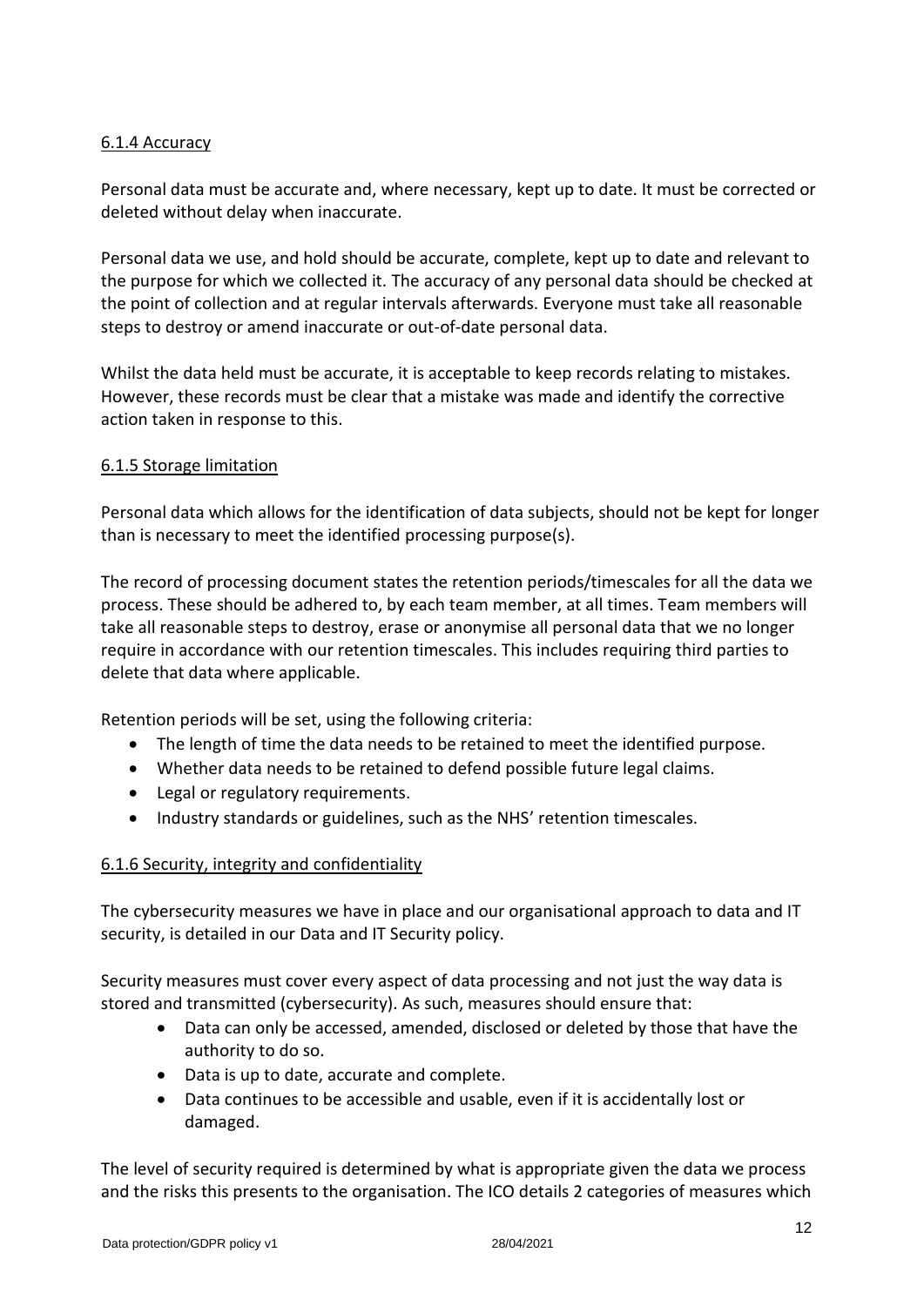#### 6.1.4 Accuracy

Personal data must be accurate and, where necessary, kept up to date. It must be corrected or deleted without delay when inaccurate.

Personal data we use, and hold should be accurate, complete, kept up to date and relevant to the purpose for which we collected it. The accuracy of any personal data should be checked at the point of collection and at regular intervals afterwards. Everyone must take all reasonable steps to destroy or amend inaccurate or out-of-date personal data.

Whilst the data held must be accurate, it is acceptable to keep records relating to mistakes. However, these records must be clear that a mistake was made and identify the corrective action taken in response to this.

#### 6.1.5 Storage limitation

Personal data which allows for the identification of data subjects, should not be kept for longer than is necessary to meet the identified processing purpose(s).

The record of processing document states the retention periods/timescales for all the data we process. These should be adhered to, by each team member, at all times. Team members will take all reasonable steps to destroy, erase or anonymise all personal data that we no longer require in accordance with our retention timescales. This includes requiring third parties to delete that data where applicable.

Retention periods will be set, using the following criteria:

- The length of time the data needs to be retained to meet the identified purpose.
- Whether data needs to be retained to defend possible future legal claims.
- Legal or regulatory requirements.
- Industry standards or guidelines, such as the NHS' retention timescales.

#### 6.1.6 Security, integrity and confidentiality

The cybersecurity measures we have in place and our organisational approach to data and IT security, is detailed in our Data and IT Security policy.

Security measures must cover every aspect of data processing and not just the way data is stored and transmitted (cybersecurity). As such, measures should ensure that:

- Data can only be accessed, amended, disclosed or deleted by those that have the authority to do so.
- Data is up to date, accurate and complete.
- Data continues to be accessible and usable, even if it is accidentally lost or damaged.

The level of security required is determined by what is appropriate given the data we process and the risks this presents to the organisation. The ICO details 2 categories of measures which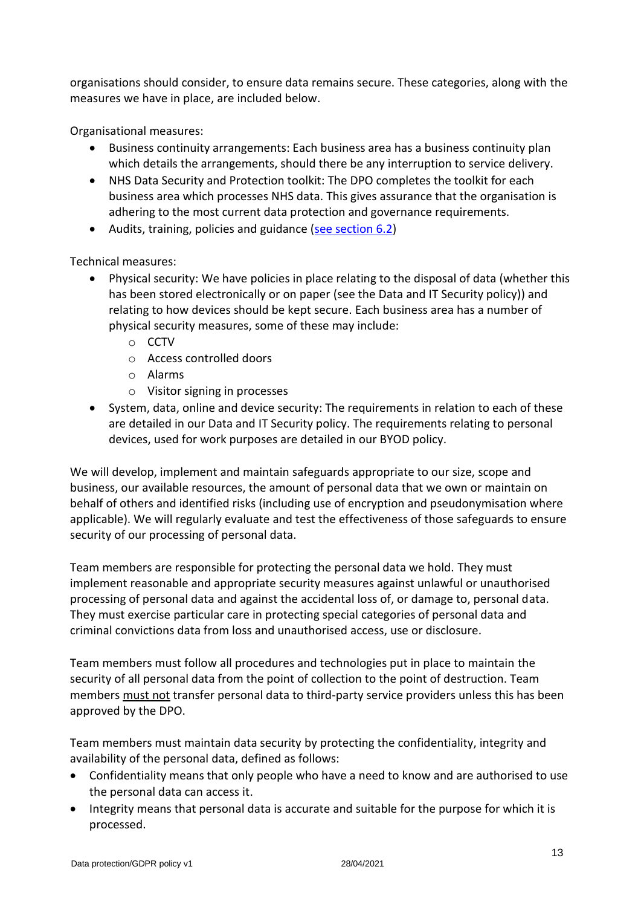organisations should consider, to ensure data remains secure. These categories, along with the measures we have in place, are included below.

Organisational measures:

- Business continuity arrangements: Each business area has a business continuity plan which details the arrangements, should there be any interruption to service delivery.
- NHS Data Security and Protection toolkit: The DPO completes the toolkit for each business area which processes NHS data. This gives assurance that the organisation is adhering to the most current data protection and governance requirements.
- Audits, training, policies and guidance (see section 6.2)

Technical measures:

- Physical security: We have policies in place relating to the disposal of data (whether this has been stored electronically or on paper (see the Data and IT Security policy)) and relating to how devices should be kept secure. Each business area has a number of physical security measures, some of these may include:
  - CCTV
  - Access controlled doors
  - Alarms
  - Visitor signing in processes
- System, data, online and device security: The requirements in relation to each of these are detailed in our Data and IT Security policy. The requirements relating to personal devices, used for work purposes are detailed in our BYOD policy.

We will develop, implement and maintain safeguards appropriate to our size, scope and business, our available resources, the amount of personal data that we own or maintain on behalf of others and identified risks (including use of encryption and pseudonymisation where applicable). We will regularly evaluate and test the effectiveness of those safeguards to ensure security of our processing of personal data.

Team members are responsible for protecting the personal data we hold. They must implement reasonable and appropriate security measures against unlawful or unauthorised processing of personal data and against the accidental loss of, or damage to, personal data. They must exercise particular care in protecting special categories of personal data and criminal convictions data from loss and unauthorised access, use or disclosure.

Team members must follow all procedures and technologies put in place to maintain the security of all personal data from the point of collection to the point of destruction. Team members must not transfer personal data to third-party service providers unless this has been approved by the DPO.

Team members must maintain data security by protecting the confidentiality, integrity and availability of the personal data, defined as follows:

- Confidentiality means that only people who have a need to know and are authorised to use the personal data can access it.
- Integrity means that personal data is accurate and suitable for the purpose for which it is processed.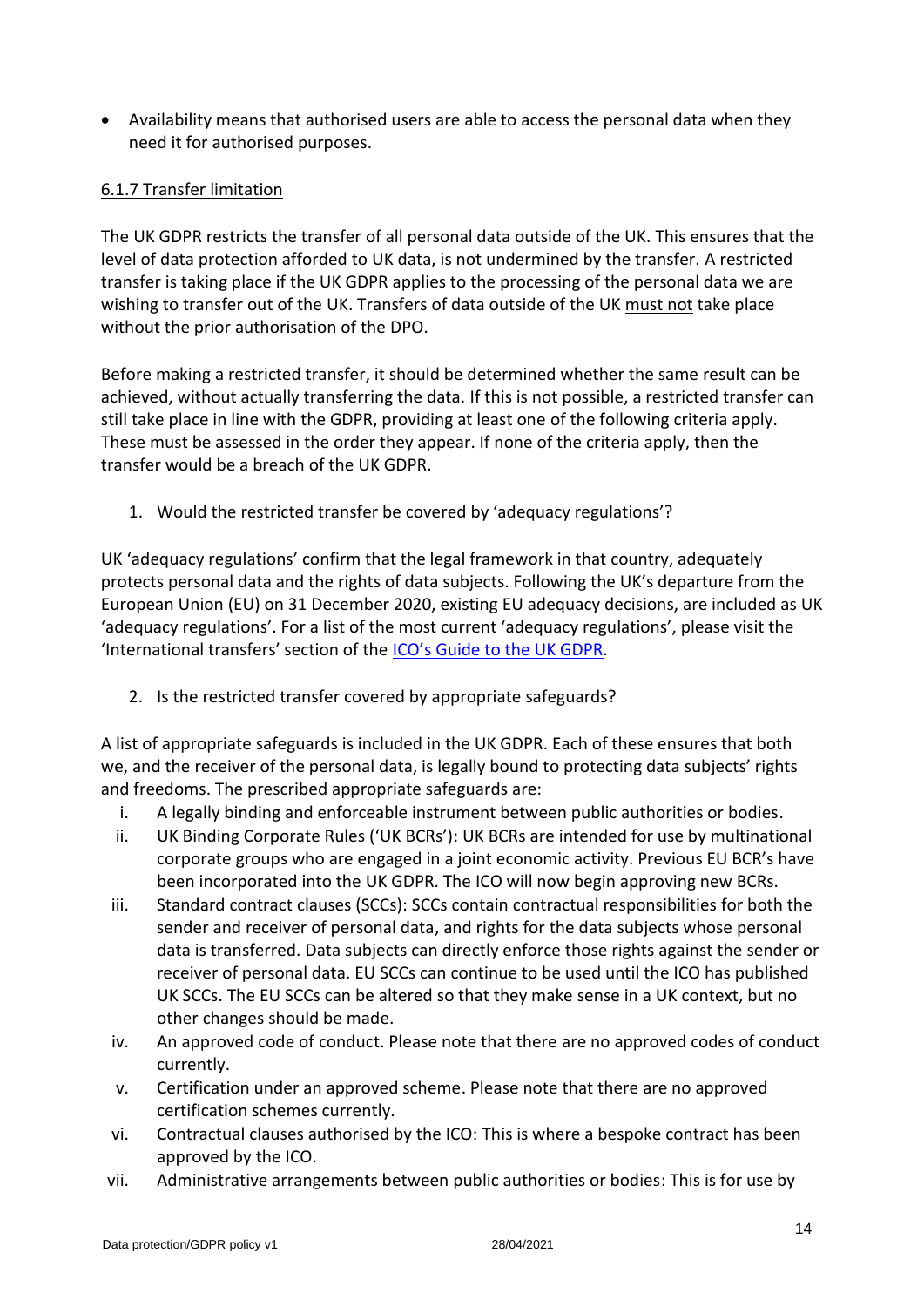- Availability means that authorised users are able to access the personal data when they need it for authorised purposes.

### 6.1.7 Transfer limitation

The UK GDPR restricts the transfer of all personal data outside of the UK. This ensures that the level of data protection afforded to UK data, is not undermined by the transfer. A restricted transfer is taking place if the UK GDPR applies to the processing of the personal data we are wishing to transfer out of the UK. Transfers of data outside of the UK must not take place without the prior authorisation of the DPO.

Before making a restricted transfer, it should be determined whether the same result can be achieved, without actually transferring the data. If this is not possible, a restricted transfer can still take place in line with the GDPR, providing at least one of the following criteria apply. These must be assessed in the order they appear. If none of the criteria apply, then the transfer would be a breach of the UK GDPR.

1. Would the restricted transfer be covered by 'adequacy regulations'?

UK 'adequacy regulations' confirm that the legal framework in that country, adequately protects personal data and the rights of data subjects. Following the UK's departure from the European Union (EU) on 31 December 2020, existing EU adequacy decisions, are included as UK 'adequacy regulations'. For a list of the most current 'adequacy regulations', please visit the 'International transfers' section of the ICO's Guide to the UK GDPR.

2. Is the restricted transfer covered by appropriate safeguards?

A list of appropriate safeguards is included in the UK GDPR. Each of these ensures that both we, and the receiver of the personal data, is legally bound to protecting data subjects' rights and freedoms. The prescribed appropriate safeguards are:

i. A legally binding and enforceable instrument between public authorities or bodies.
ii. UK Binding Corporate Rules ('UK BCRs'): UK BCRs are intended for use by multinational corporate groups who are engaged in a joint economic activity. Previous EU BCR's have been incorporated into the UK GDPR. The ICO will now begin approving new BCRs.
iii. Standard contract clauses (SCCs): SCCs contain contractual responsibilities for both the sender and receiver of personal data, and rights for the data subjects whose personal data is transferred. Data subjects can directly enforce those rights against the sender or receiver of personal data. EU SCCs can continue to be used until the ICO has published UK SCCs. The EU SCCs can be altered so that they make sense in a UK context, but no other changes should be made.
iv. An approved code of conduct. Please note that there are no approved codes of conduct currently.
v. Certification under an approved scheme. Please note that there are no approved certification schemes currently.
vi. Contractual clauses authorised by the ICO: This is where a bespoke contract has been approved by the ICO.
vii. Administrative arrangements between public authorities or bodies: This is for use by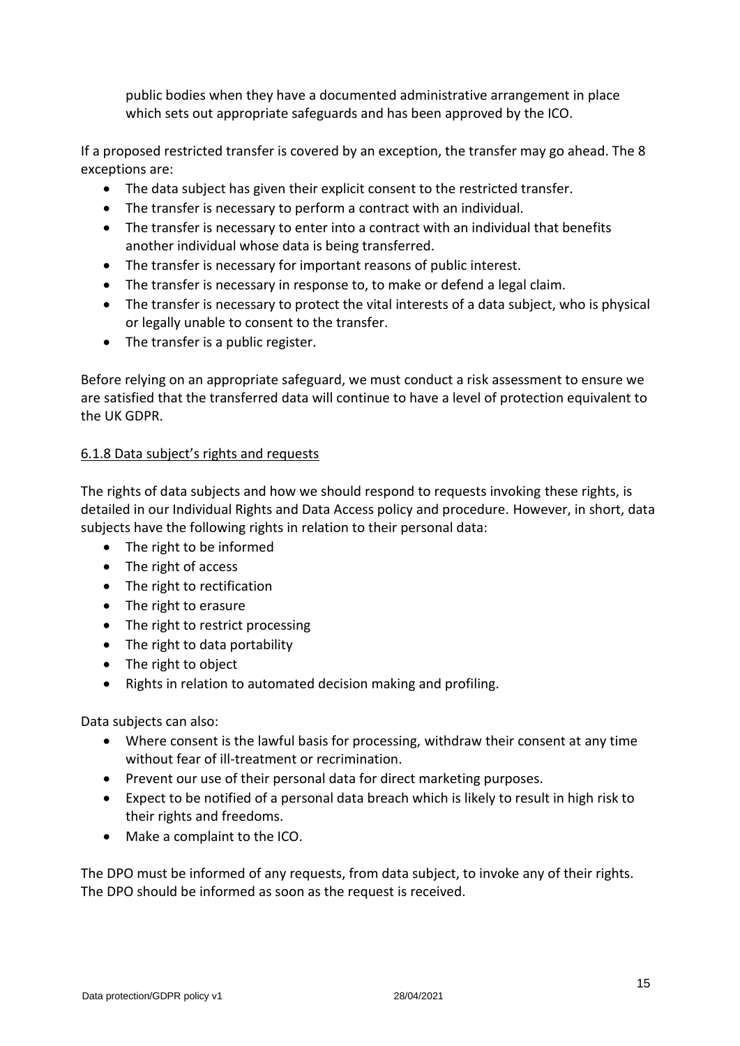public bodies when they have a documented administrative arrangement in place which sets out appropriate safeguards and has been approved by the ICO.

If a proposed restricted transfer is covered by an exception, the transfer may go ahead. The 8 exceptions are:

- The data subject has given their explicit consent to the restricted transfer.
- The transfer is necessary to perform a contract with an individual.
- The transfer is necessary to enter into a contract with an individual that benefits another individual whose data is being transferred.
- The transfer is necessary for important reasons of public interest.
- The transfer is necessary in response to, to make or defend a legal claim.
- The transfer is necessary to protect the vital interests of a data subject, who is physical or legally unable to consent to the transfer.
- The transfer is a public register.

Before relying on an appropriate safeguard, we must conduct a risk assessment to ensure we are satisfied that the transferred data will continue to have a level of protection equivalent to the UK GDPR.

#### 6.1.8 Data subject's rights and requests

The rights of data subjects and how we should respond to requests invoking these rights, is detailed in our Individual Rights and Data Access policy and procedure. However, in short, data subjects have the following rights in relation to their personal data:

- The right to be informed
- The right of access
- The right to rectification
- The right to erasure
- The right to restrict processing
- The right to data portability
- The right to object
- Rights in relation to automated decision making and profiling.

Data subjects can also:

- Where consent is the lawful basis for processing, withdraw their consent at any time without fear of ill-treatment or recrimination.
- Prevent our use of their personal data for direct marketing purposes.
- Expect to be notified of a personal data breach which is likely to result in high risk to their rights and freedoms.
- Make a complaint to the ICO.

The DPO must be informed of any requests, from data subject, to invoke any of their rights. The DPO should be informed as soon as the request is received.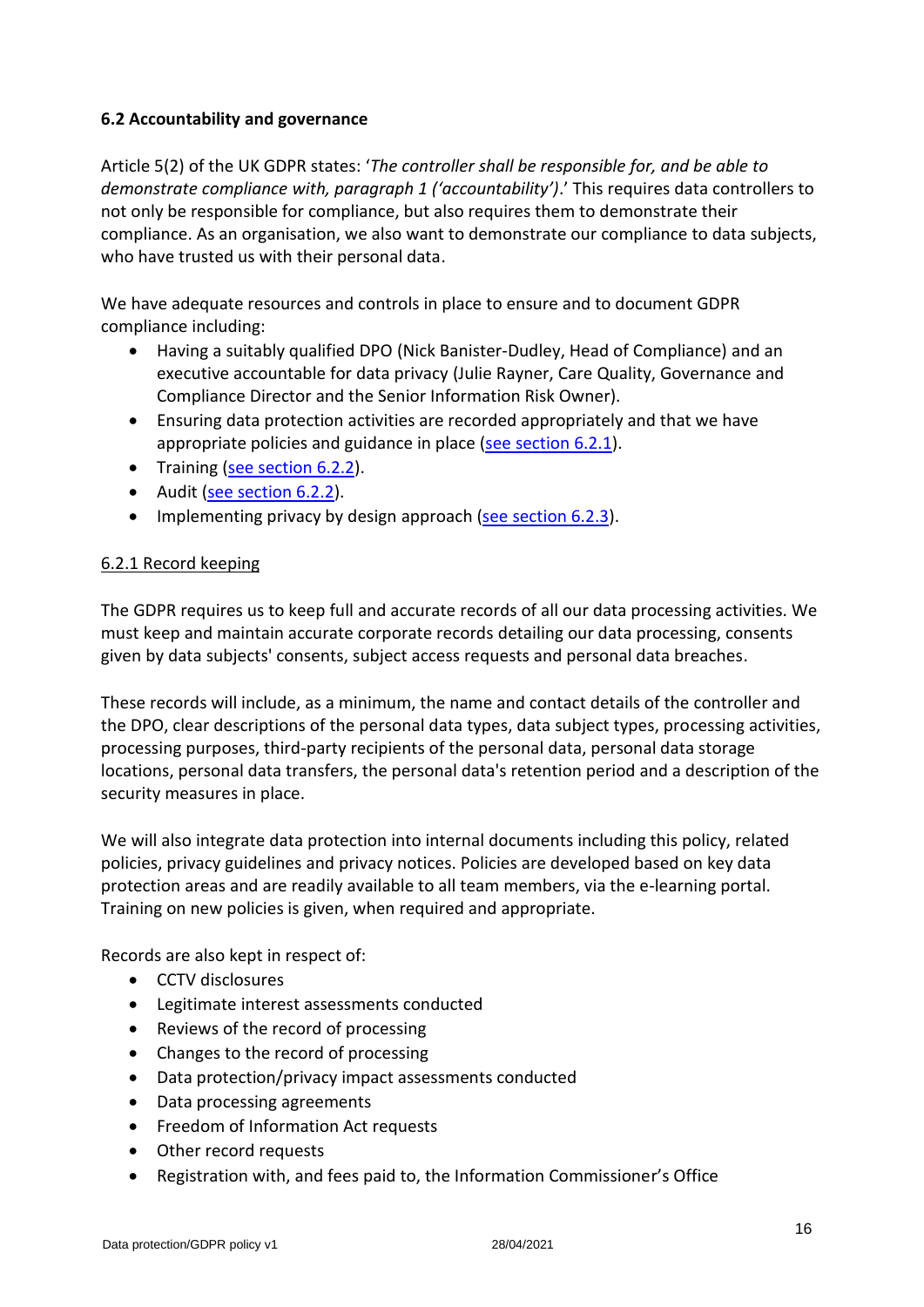### 6.2 Accountability and governance

Article 5(2) of the UK GDPR states: '*The controller shall be responsible for, and be able to demonstrate compliance with, paragraph 1 ('accountability')*.' This requires data controllers to not only be responsible for compliance, but also requires them to demonstrate their compliance. As an organisation, we also want to demonstrate our compliance to data subjects, who have trusted us with their personal data.

We have adequate resources and controls in place to ensure and to document GDPR compliance including:

- Having a suitably qualified DPO (Nick Banister-Dudley, Head of Compliance) and an executive accountable for data privacy (Julie Rayner, Care Quality, Governance and Compliance Director and the Senior Information Risk Owner).
- Ensuring data protection activities are recorded appropriately and that we have appropriate policies and guidance in place (see section 6.2.1).
- Training (see section 6.2.2).
- Audit (see section 6.2.2).
- Implementing privacy by design approach (see section 6.2.3).

#### 6.2.1 Record keeping

The GDPR requires us to keep full and accurate records of all our data processing activities. We must keep and maintain accurate corporate records detailing our data processing, consents given by data subjects' consents, subject access requests and personal data breaches.

These records will include, as a minimum, the name and contact details of the controller and the DPO, clear descriptions of the personal data types, data subject types, processing activities, processing purposes, third-party recipients of the personal data, personal data storage locations, personal data transfers, the personal data's retention period and a description of the security measures in place.

We will also integrate data protection into internal documents including this policy, related policies, privacy guidelines and privacy notices. Policies are developed based on key data protection areas and are readily available to all team members, via the e-learning portal. Training on new policies is given, when required and appropriate.

Records are also kept in respect of:

- CCTV disclosures
- Legitimate interest assessments conducted
- Reviews of the record of processing
- Changes to the record of processing
- Data protection/privacy impact assessments conducted
- Data processing agreements
- Freedom of Information Act requests
- Other record requests
- Registration with, and fees paid to, the Information Commissioner's Office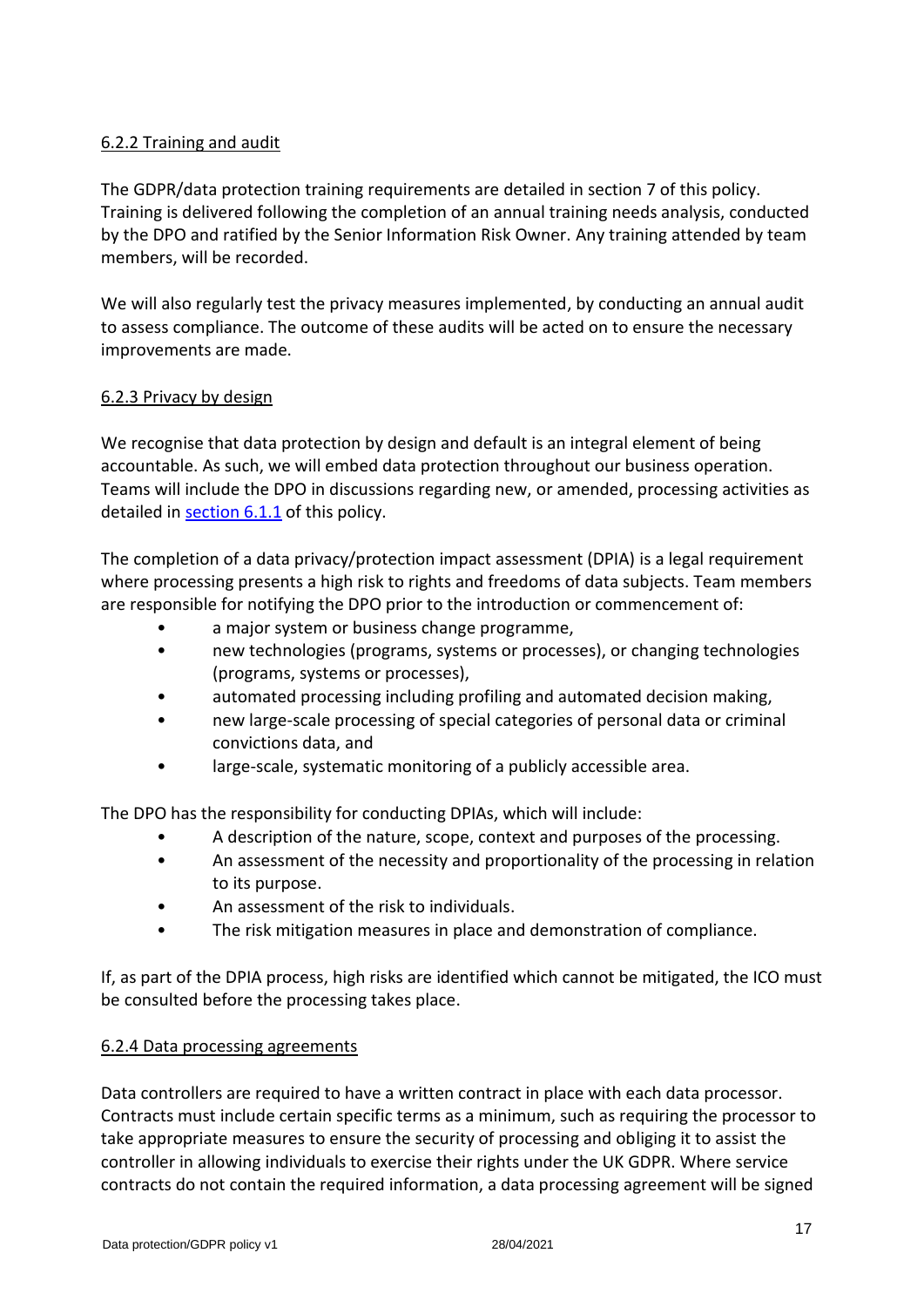### 6.2.2 Training and audit

The GDPR/data protection training requirements are detailed in section 7 of this policy. Training is delivered following the completion of an annual training needs analysis, conducted by the DPO and ratified by the Senior Information Risk Owner. Any training attended by team members, will be recorded.

We will also regularly test the privacy measures implemented, by conducting an annual audit to assess compliance. The outcome of these audits will be acted on to ensure the necessary improvements are made.

### 6.2.3 Privacy by design

We recognise that data protection by design and default is an integral element of being accountable. As such, we will embed data protection throughout our business operation. Teams will include the DPO in discussions regarding new, or amended, processing activities as detailed in section 6.1.1 of this policy.

The completion of a data privacy/protection impact assessment (DPIA) is a legal requirement where processing presents a high risk to rights and freedoms of data subjects. Team members are responsible for notifying the DPO prior to the introduction or commencement of:

- a major system or business change programme,
- new technologies (programs, systems or processes), or changing technologies (programs, systems or processes),
- automated processing including profiling and automated decision making,
- new large-scale processing of special categories of personal data or criminal convictions data, and
- large-scale, systematic monitoring of a publicly accessible area.

The DPO has the responsibility for conducting DPIAs, which will include:

- A description of the nature, scope, context and purposes of the processing.
- An assessment of the necessity and proportionality of the processing in relation to its purpose.
- An assessment of the risk to individuals.
- The risk mitigation measures in place and demonstration of compliance.

If, as part of the DPIA process, high risks are identified which cannot be mitigated, the ICO must be consulted before the processing takes place.

### 6.2.4 Data processing agreements

Data controllers are required to have a written contract in place with each data processor. Contracts must include certain specific terms as a minimum, such as requiring the processor to take appropriate measures to ensure the security of processing and obliging it to assist the controller in allowing individuals to exercise their rights under the UK GDPR. Where service contracts do not contain the required information, a data processing agreement will be signed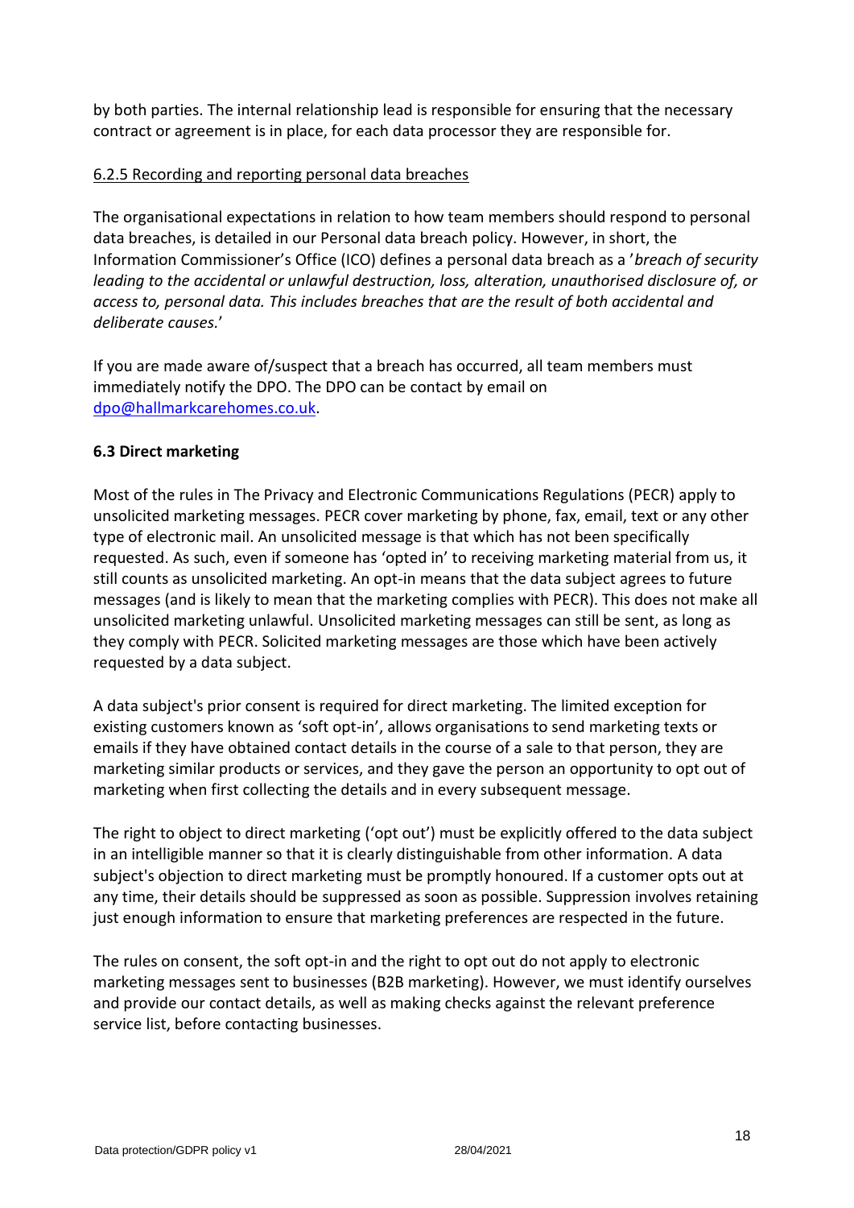by both parties. The internal relationship lead is responsible for ensuring that the necessary contract or agreement is in place, for each data processor they are responsible for.

6.2.5 Recording and reporting personal data breaches

The organisational expectations in relation to how team members should respond to personal data breaches, is detailed in our Personal data breach policy. However, in short, the Information Commissioner's Office (ICO) defines a personal data breach as a '*breach of security leading to the accidental or unlawful destruction, loss, alteration, unauthorised disclosure of, or access to, personal data. This includes breaches that are the result of both accidental and deliberate causes.*'

If you are made aware of/suspect that a breach has occurred, all team members must immediately notify the DPO. The DPO can be contact by email on dpo@hallmarkcarehomes.co.uk.

### 6.3 Direct marketing

Most of the rules in The Privacy and Electronic Communications Regulations (PECR) apply to unsolicited marketing messages. PECR cover marketing by phone, fax, email, text or any other type of electronic mail. An unsolicited message is that which has not been specifically requested. As such, even if someone has 'opted in' to receiving marketing material from us, it still counts as unsolicited marketing. An opt-in means that the data subject agrees to future messages (and is likely to mean that the marketing complies with PECR). This does not make all unsolicited marketing unlawful. Unsolicited marketing messages can still be sent, as long as they comply with PECR. Solicited marketing messages are those which have been actively requested by a data subject.

A data subject's prior consent is required for direct marketing. The limited exception for existing customers known as 'soft opt-in', allows organisations to send marketing texts or emails if they have obtained contact details in the course of a sale to that person, they are marketing similar products or services, and they gave the person an opportunity to opt out of marketing when first collecting the details and in every subsequent message.

The right to object to direct marketing ('opt out') must be explicitly offered to the data subject in an intelligible manner so that it is clearly distinguishable from other information. A data subject's objection to direct marketing must be promptly honoured. If a customer opts out at any time, their details should be suppressed as soon as possible. Suppression involves retaining just enough information to ensure that marketing preferences are respected in the future.

The rules on consent, the soft opt-in and the right to opt out do not apply to electronic marketing messages sent to businesses (B2B marketing). However, we must identify ourselves and provide our contact details, as well as making checks against the relevant preference service list, before contacting businesses.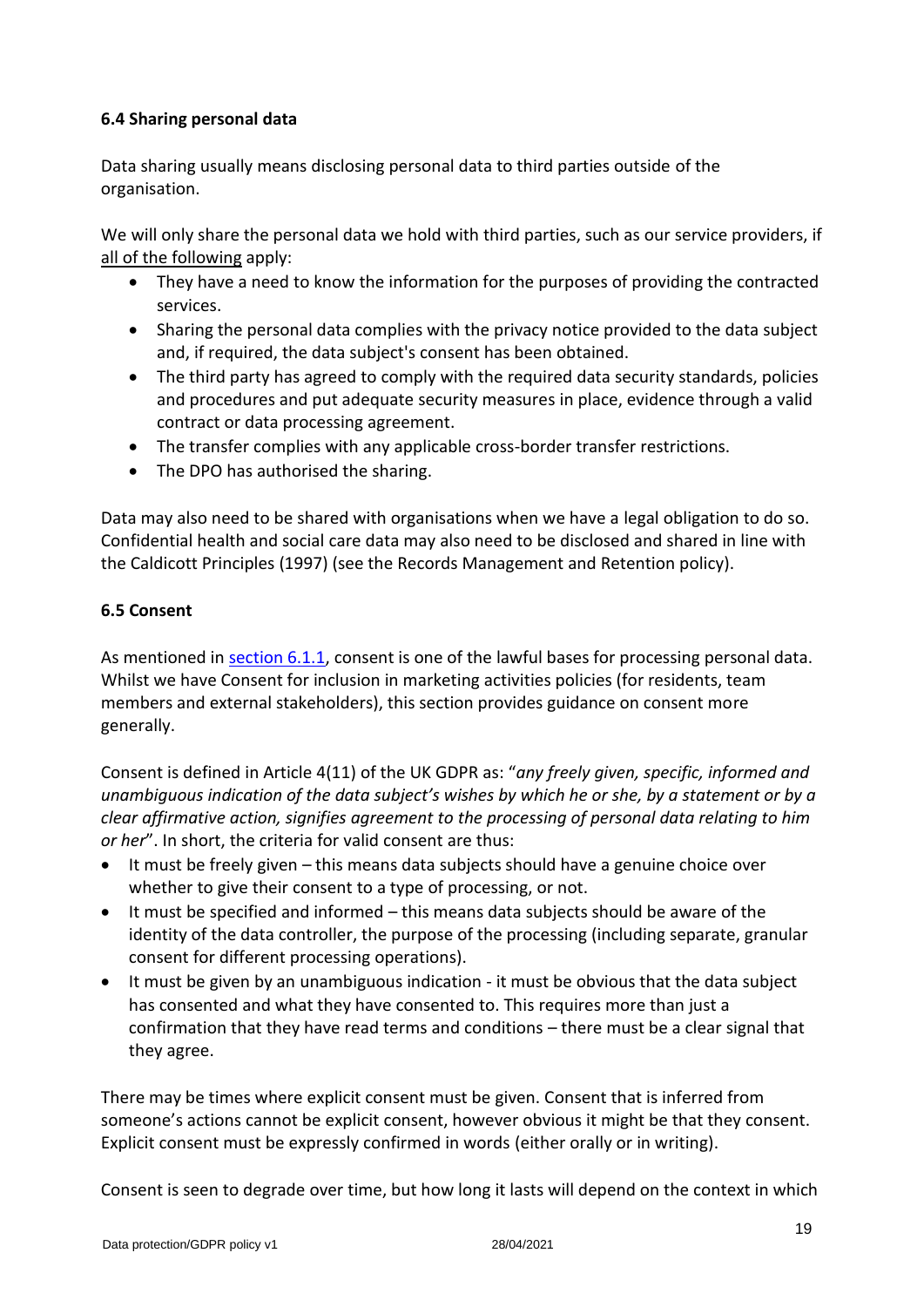### 6.4 Sharing personal data

Data sharing usually means disclosing personal data to third parties outside of the organisation.

We will only share the personal data we hold with third parties, such as our service providers, if all of the following apply:

- They have a need to know the information for the purposes of providing the contracted services.
- Sharing the personal data complies with the privacy notice provided to the data subject and, if required, the data subject's consent has been obtained.
- The third party has agreed to comply with the required data security standards, policies and procedures and put adequate security measures in place, evidence through a valid contract or data processing agreement.
- The transfer complies with any applicable cross-border transfer restrictions.
- The DPO has authorised the sharing.

Data may also need to be shared with organisations when we have a legal obligation to do so. Confidential health and social care data may also need to be disclosed and shared in line with the Caldicott Principles (1997) (see the Records Management and Retention policy).

### 6.5 Consent

As mentioned in section 6.1.1, consent is one of the lawful bases for processing personal data. Whilst we have Consent for inclusion in marketing activities policies (for residents, team members and external stakeholders), this section provides guidance on consent more generally.

Consent is defined in Article 4(11) of the UK GDPR as: "*any freely given, specific, informed and unambiguous indication of the data subject's wishes by which he or she, by a statement or by a clear affirmative action, signifies agreement to the processing of personal data relating to him or her*". In short, the criteria for valid consent are thus:

- It must be freely given – this means data subjects should have a genuine choice over whether to give their consent to a type of processing, or not.
- It must be specified and informed – this means data subjects should be aware of the identity of the data controller, the purpose of the processing (including separate, granular consent for different processing operations).
- It must be given by an unambiguous indication - it must be obvious that the data subject has consented and what they have consented to. This requires more than just a confirmation that they have read terms and conditions – there must be a clear signal that they agree.

There may be times where explicit consent must be given. Consent that is inferred from someone's actions cannot be explicit consent, however obvious it might be that they consent. Explicit consent must be expressly confirmed in words (either orally or in writing).

Consent is seen to degrade over time, but how long it lasts will depend on the context in which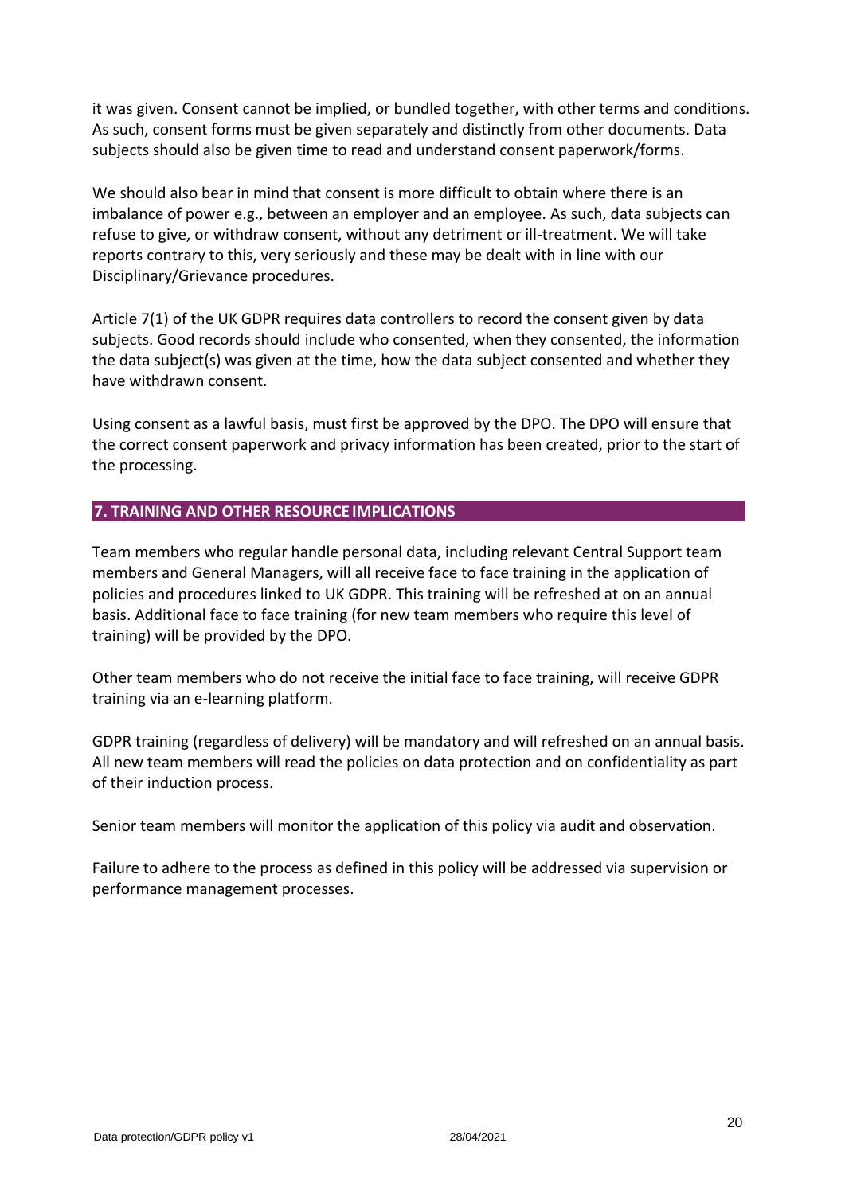it was given. Consent cannot be implied, or bundled together, with other terms and conditions. As such, consent forms must be given separately and distinctly from other documents. Data subjects should also be given time to read and understand consent paperwork/forms.

We should also bear in mind that consent is more difficult to obtain where there is an imbalance of power e.g., between an employer and an employee. As such, data subjects can refuse to give, or withdraw consent, without any detriment or ill-treatment. We will take reports contrary to this, very seriously and these may be dealt with in line with our Disciplinary/Grievance procedures.

Article 7(1) of the UK GDPR requires data controllers to record the consent given by data subjects. Good records should include who consented, when they consented, the information the data subject(s) was given at the time, how the data subject consented and whether they have withdrawn consent.

Using consent as a lawful basis, must first be approved by the DPO. The DPO will ensure that the correct consent paperwork and privacy information has been created, prior to the start of the processing.

## 7. TRAINING AND OTHER RESOURCE IMPLICATIONS

Team members who regular handle personal data, including relevant Central Support team members and General Managers, will all receive face to face training in the application of policies and procedures linked to UK GDPR. This training will be refreshed at on an annual basis. Additional face to face training (for new team members who require this level of training) will be provided by the DPO.

Other team members who do not receive the initial face to face training, will receive GDPR training via an e-learning platform.

GDPR training (regardless of delivery) will be mandatory and will refreshed on an annual basis. All new team members will read the policies on data protection and on confidentiality as part of their induction process.

Senior team members will monitor the application of this policy via audit and observation.

Failure to adhere to the process as defined in this policy will be addressed via supervision or performance management processes.